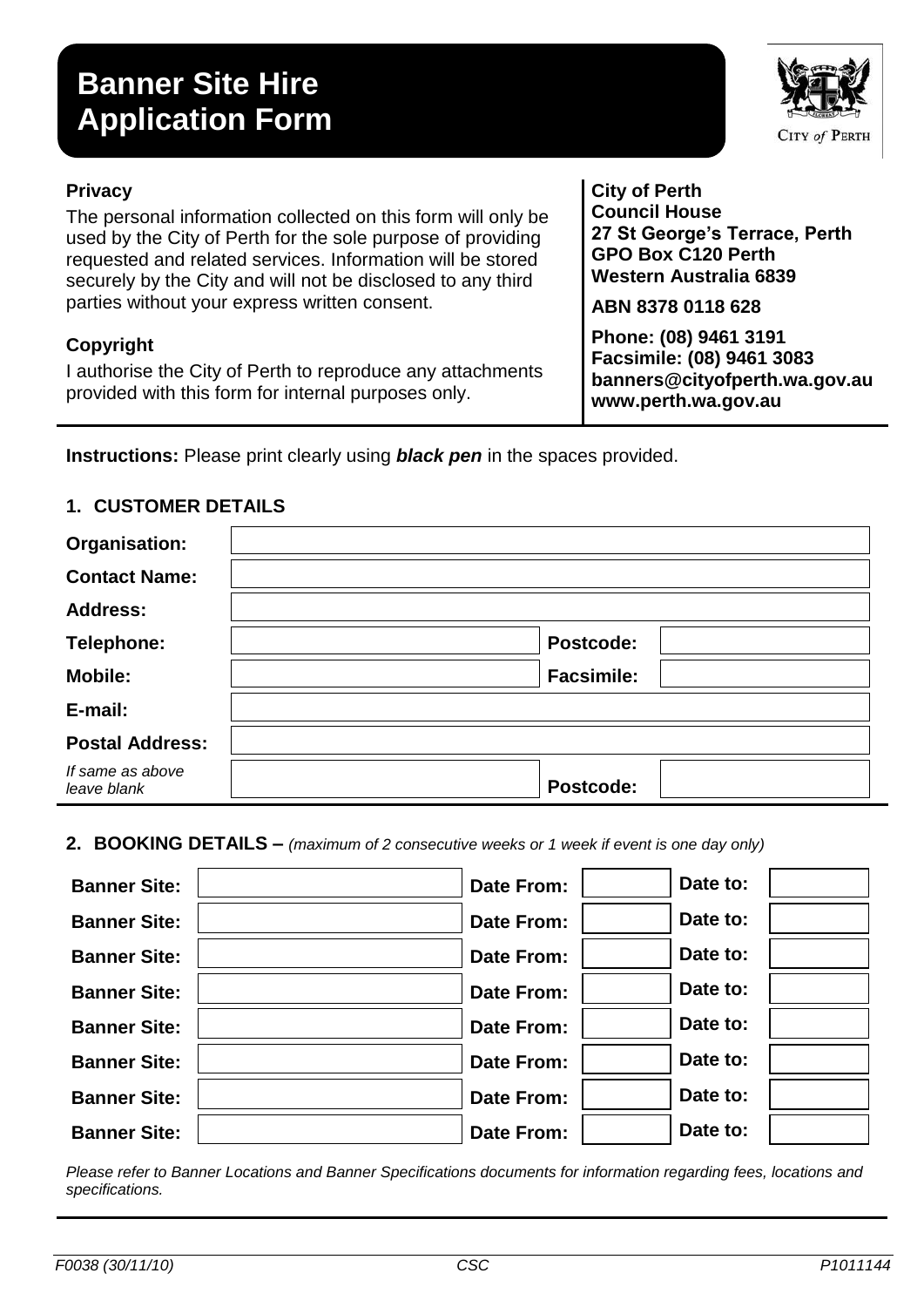# Banner Site Hire Application Form

CITY of PERTH

### Privacy

The personal information collected on this form will only be used by the City of Perth for the sole purpose of providing requested and related services. Information will be stored securely by the City and will not be disclosed to any third parties without your express written consent.

### Copyright

I authorise the City of Perth to reproduce any attachments provided with this form for internal purposes only.

**City of Perth**
**Council House**
**27 St George's Terrace, Perth**
**GPO Box C120 Perth**
**Western Australia 6839**

**ABN 8378 0118 628**

**Phone: (08) 9461 3191**
**Facsimile: (08) 9461 3083**
**banners@cityofperth.wa.gov.au**
**www.perth.wa.gov.au**

**Instructions:** Please print clearly using ***black pen*** in the spaces provided.

## 1. CUSTOMER DETAILS

| | | | |
|---|---|---|---|
| **Organisation:** | | | |
| **Contact Name:** | | | |
| **Address:** | | | |
| **Telephone:** | | **Postcode:** | |
| **Mobile:** | | **Facsimile:** | |
| **E-mail:** | | | |
| **Postal Address:** | | | |
| *If same as above leave blank* | | **Postcode:** | |

## 2. BOOKING DETAILS – *(maximum of 2 consecutive weeks or 1 week if event is one day only)*

| | | | | | |
|---|---|---|---|---|---|
| **Banner Site:** | | **Date From:** | | **Date to:** | |
| **Banner Site:** | | **Date From:** | | **Date to:** | |
| **Banner Site:** | | **Date From:** | | **Date to:** | |
| **Banner Site:** | | **Date From:** | | **Date to:** | |
| **Banner Site:** | | **Date From:** | | **Date to:** | |
| **Banner Site:** | | **Date From:** | | **Date to:** | |
| **Banner Site:** | | **Date From:** | | **Date to:** | |
| **Banner Site:** | | **Date From:** | | **Date to:** | |

*Please refer to Banner Locations and Banner Specifications documents for information regarding fees, locations and specifications.*

*F0038 (30/11/10)* *CSC* *P1011144*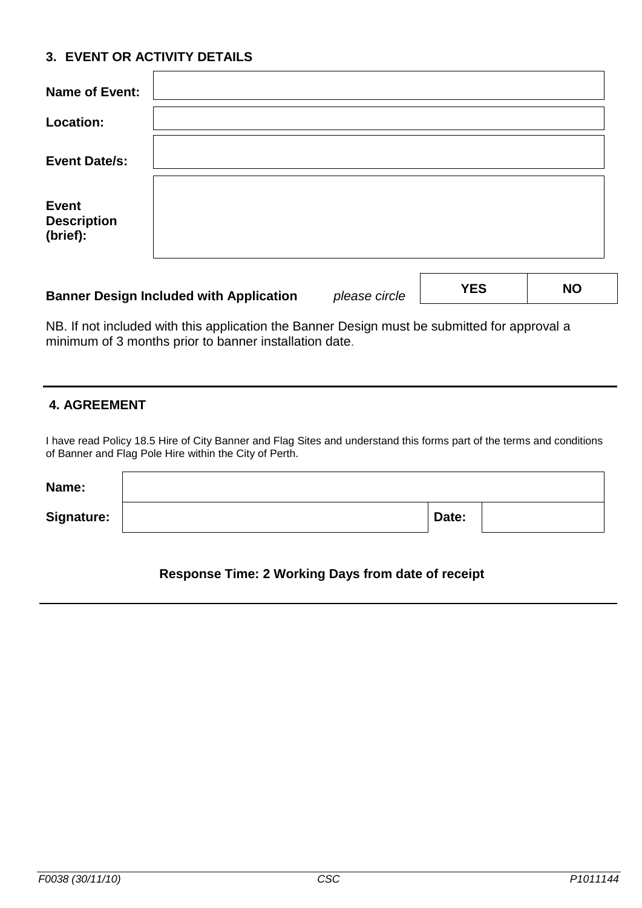## 3. EVENT OR ACTIVITY DETAILS

| | |
|---|---|
| **Name of Event:** | |
| **Location:** | |
| **Event Date/s:** | |
| **Event Description (brief):** | |

**Banner Design Included with Application** *please circle* **YES** **NO**

NB. If not included with this application the Banner Design must be submitted for approval a minimum of 3 months prior to banner installation date.

## 4. AGREEMENT

I have read Policy 18.5 Hire of City Banner and Flag Sites and understand this forms part of the terms and conditions of Banner and Flag Pole Hire within the City of Perth.

| | | | |
|---|---|---|---|
| **Name:** | | | |
| **Signature:** | | **Date:** | |

**Response Time: 2 Working Days from date of receipt**

*F0038 (30/11/10)* *CSC* *P1011144*